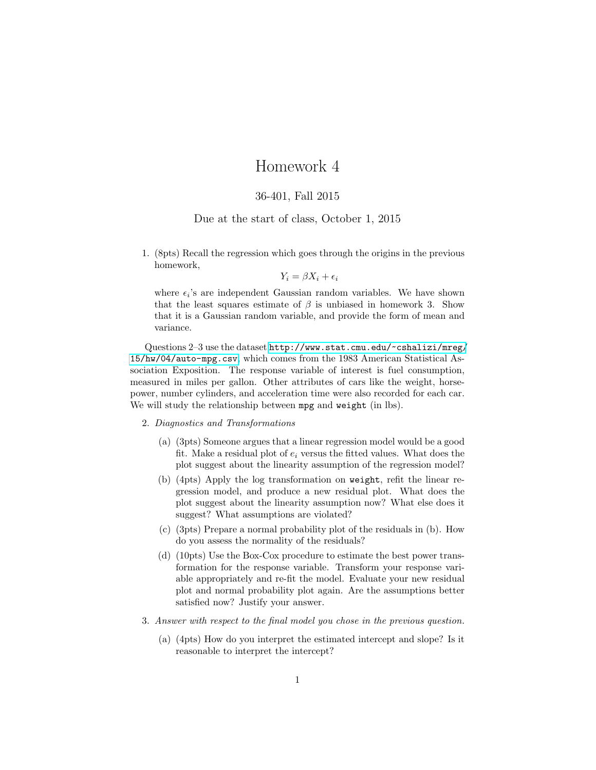# Homework 4

36-401, Fall 2015

Due at the start of class, October 1, 2015

1. (8pts) Recall the regression which goes through the origins in the previous homework,

$$Y_i = \beta X_i + \epsilon_i$$

where $\epsilon_i$'s are independent Gaussian random variables. We have shown that the least squares estimate of $\beta$ is unbiased in homework 3. Show that it is a Gaussian random variable, and provide the form of mean and variance.

Questions 2–3 use the dataset `http://www.stat.cmu.edu/~cshalizi/mreg/15/hw/04/auto-mpg.csv`, which comes from the 1983 American Statistical Association Exposition. The response variable of interest is fuel consumption, measured in miles per gallon. Other attributes of cars like the weight, horsepower, number cylinders, and acceleration time were also recorded for each car. We will study the relationship between `mpg` and `weight` (in lbs).

2. *Diagnostics and Transformations*

   (a) (3pts) Someone argues that a linear regression model would be a good fit. Make a residual plot of $e_i$ versus the fitted values. What does the plot suggest about the linearity assumption of the regression model?

   (b) (4pts) Apply the log transformation on `weight`, refit the linear regression model, and produce a new residual plot. What does the plot suggest about the linearity assumption now? What else does it suggest? What assumptions are violated?

   (c) (3pts) Prepare a normal probability plot of the residuals in (b). How do you assess the normality of the residuals?

   (d) (10pts) Use the Box-Cox procedure to estimate the best power transformation for the response variable. Transform your response variable appropriately and re-fit the model. Evaluate your new residual plot and normal probability plot again. Are the assumptions better satisfied now? Justify your answer.

3. *Answer with respect to the final model you chose in the previous question.*

   (a) (4pts) How do you interpret the estimated intercept and slope? Is it reasonable to interpret the intercept?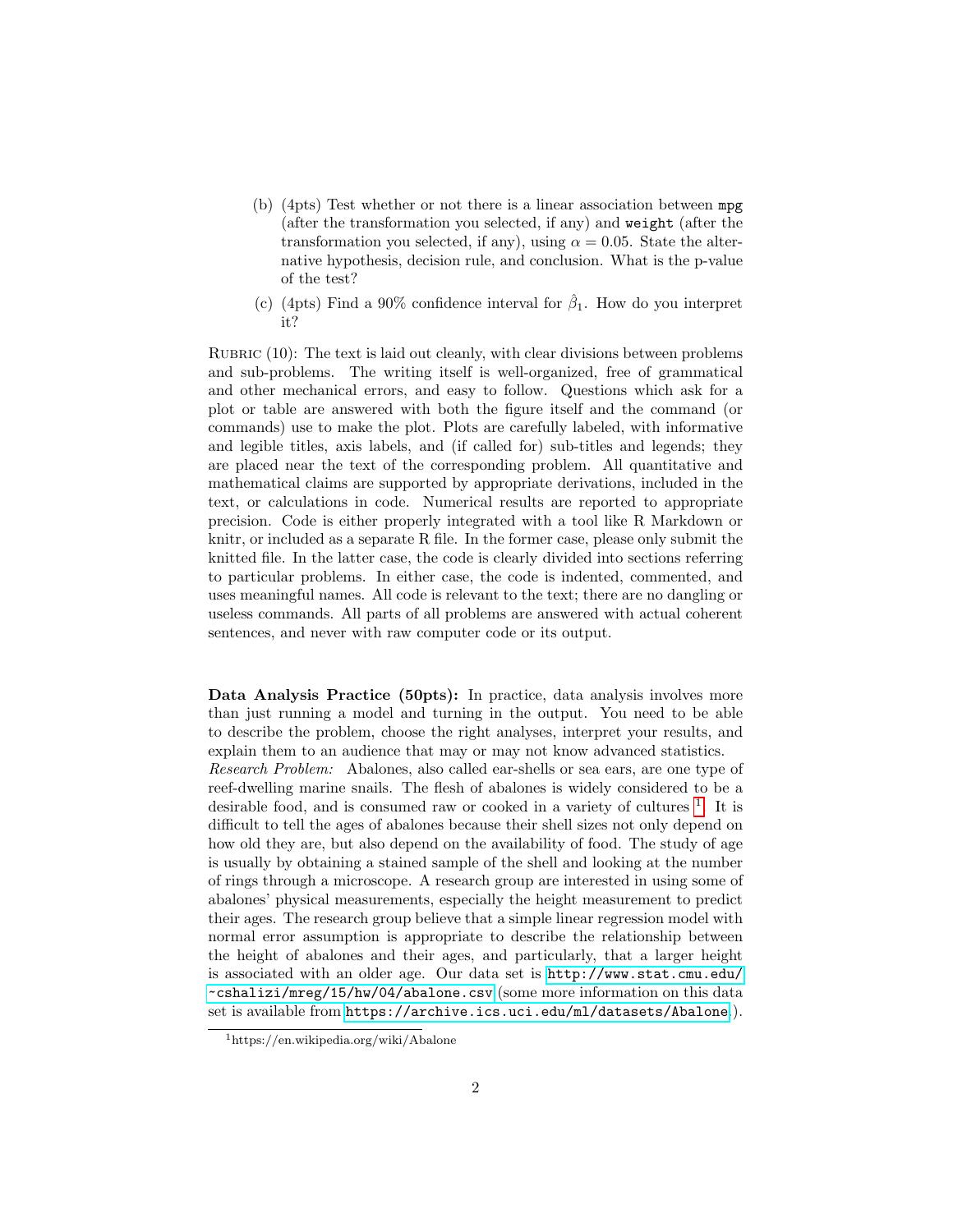(b) (4pts) Test whether or not there is a linear association between `mpg` (after the transformation you selected, if any) and `weight` (after the transformation you selected, if any), using $\alpha = 0.05$. State the alternative hypothesis, decision rule, and conclusion. What is the p-value of the test?

(c) (4pts) Find a 90% confidence interval for $\hat{\beta}_1$. How do you interpret it?

RUBRIC (10): The text is laid out cleanly, with clear divisions between problems and sub-problems. The writing itself is well-organized, free of grammatical and other mechanical errors, and easy to follow. Questions which ask for a plot or table are answered with both the figure itself and the command (or commands) use to make the plot. Plots are carefully labeled, with informative and legible titles, axis labels, and (if called for) sub-titles and legends; they are placed near the text of the corresponding problem. All quantitative and mathematical claims are supported by appropriate derivations, included in the text, or calculations in code. Numerical results are reported to appropriate precision. Code is either properly integrated with a tool like R Markdown or knitr, or included as a separate R file. In the former case, please only submit the knitted file. In the latter case, the code is clearly divided into sections referring to particular problems. In either case, the code is indented, commented, and uses meaningful names. All code is relevant to the text; there are no dangling or useless commands. All parts of all problems are answered with actual coherent sentences, and never with raw computer code or its output.

**Data Analysis Practice (50pts):** In practice, data analysis involves more than just running a model and turning in the output. You need to be able to describe the problem, choose the right analyses, interpret your results, and explain them to an audience that may or may not know advanced statistics.
*Research Problem:* Abalones, also called ear-shells or sea ears, are one type of reef-dwelling marine snails. The flesh of abalones is widely considered to be a desirable food, and is consumed raw or cooked in a variety of cultures [1]. It is difficult to tell the ages of abalones because their shell sizes not only depend on how old they are, but also depend on the availability of food. The study of age is usually by obtaining a stained sample of the shell and looking at the number of rings through a microscope. A research group are interested in using some of abalones' physical measurements, especially the height measurement to predict their ages. The research group believe that a simple linear regression model with normal error assumption is appropriate to describe the relationship between the height of abalones and their ages, and particularly, that a larger height is associated with an older age. Our data set is `http://www.stat.cmu.edu/~cshalizi/mreg/15/hw/04/abalone.csv` (some more information on this data set is available from `https://archive.ics.uci.edu/ml/datasets/Abalone`).

[1] https://en.wikipedia.org/wiki/Abalone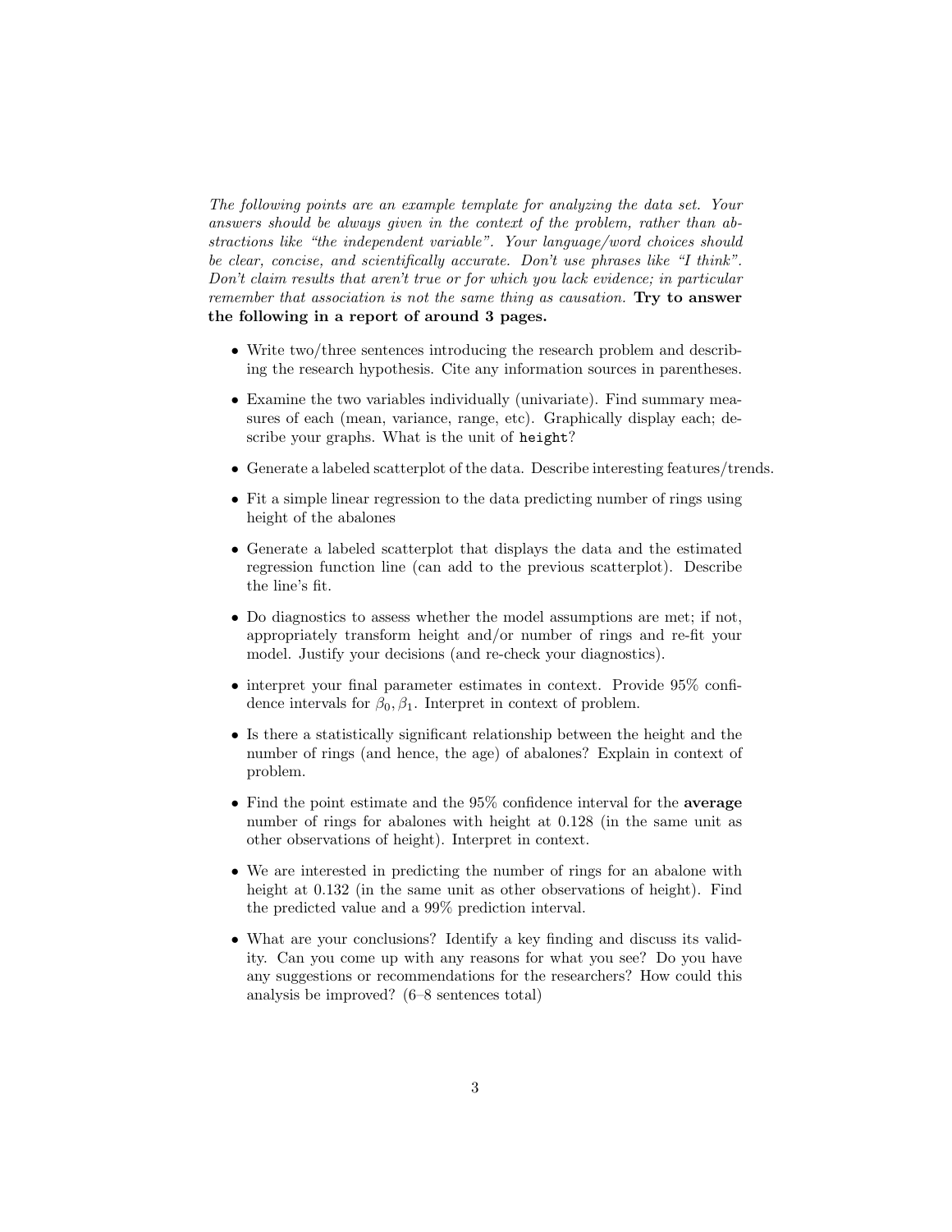*The following points are an example template for analyzing the data set. Your answers should be always given in the context of the problem, rather than abstractions like "the independent variable". Your language/word choices should be clear, concise, and scientifically accurate. Don't use phrases like "I think". Don't claim results that aren't true or for which you lack evidence; in particular remember that association is not the same thing as causation.* **Try to answer the following in a report of around 3 pages.**

- Write two/three sentences introducing the research problem and describing the research hypothesis. Cite any information sources in parentheses.
- Examine the two variables individually (univariate). Find summary measures of each (mean, variance, range, etc). Graphically display each; describe your graphs. What is the unit of `height`?
- Generate a labeled scatterplot of the data. Describe interesting features/trends.
- Fit a simple linear regression to the data predicting number of rings using height of the abalones
- Generate a labeled scatterplot that displays the data and the estimated regression function line (can add to the previous scatterplot). Describe the line's fit.
- Do diagnostics to assess whether the model assumptions are met; if not, appropriately transform height and/or number of rings and re-fit your model. Justify your decisions (and re-check your diagnostics).
- interpret your final parameter estimates in context. Provide 95% confidence intervals for $\beta_0, \beta_1$. Interpret in context of problem.
- Is there a statistically significant relationship between the height and the number of rings (and hence, the age) of abalones? Explain in context of problem.
- Find the point estimate and the 95% confidence interval for the **average** number of rings for abalones with height at 0.128 (in the same unit as other observations of height). Interpret in context.
- We are interested in predicting the number of rings for an abalone with height at 0.132 (in the same unit as other observations of height). Find the predicted value and a 99% prediction interval.
- What are your conclusions? Identify a key finding and discuss its validity. Can you come up with any reasons for what you see? Do you have any suggestions or recommendations for the researchers? How could this analysis be improved? (6–8 sentences total)